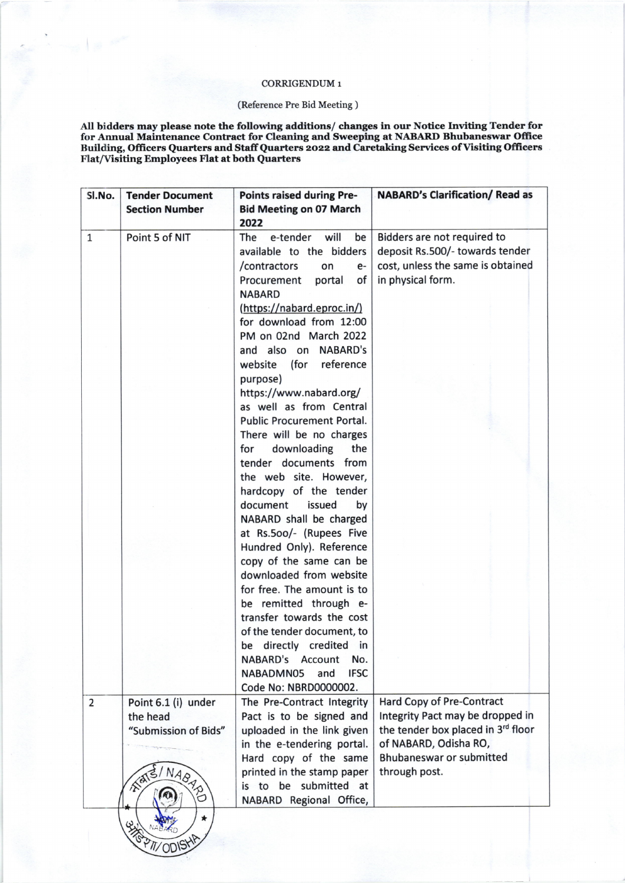CORRIGENDUM 1

(Reference Pre Bid Meeting )

**All bidders may please note the following additions/ changes in our Notice Inviting Tender for for Annual Maintenance Contract for Cleaning and Sweeping at NABARD Bhubaneswar Office Building, Officers Quarters and Staff Quarters 2022 and Caretaking Services of Visiting Officers Flat/Visiting Employees Flat at both Quarters**

| Sl.No. | Tender Document Section Number | Points raised during Pre-Bid Meeting on 07 March 2022 | NABARD's Clarification/ Read as |
|---|---|---|---|
| 1 | Point 5 of NIT | The e-tender will be available to the bidders /contractors on e-Procurement portal of NABARD (https://nabard.eproc.in/) for download from 12:00 PM on 02nd March 2022 and also on NABARD's website (for reference purpose) https://www.nabard.org/ as well as from Central Public Procurement Portal. There will be no charges for downloading the tender documents from the web site. However, hardcopy of the tender document issued by NABARD shall be charged at Rs.5oo/- (Rupees Five Hundred Only). Reference copy of the same can be downloaded from website for free. The amount is to be remitted through e-transfer towards the cost of the tender document, to be directly credited in NABARD's Account No. NABADMN05 and IFSC Code No: NBRD0000002. | Bidders are not required to deposit Rs.500/- towards tender cost, unless the same is obtained in physical form. |
| 2 | Point 6.1 (i) under the head "Submission of Bids" | The Pre-Contract Integrity Pact is to be signed and uploaded in the link given in the e-tendering portal. Hard copy of the same printed in the stamp paper is to be submitted at NABARD Regional Office, | Hard Copy of Pre-Contract Integrity Pact may be dropped in the tender box placed in 3rd floor of NABARD, Odisha RO, Bhubaneswar or submitted through post. |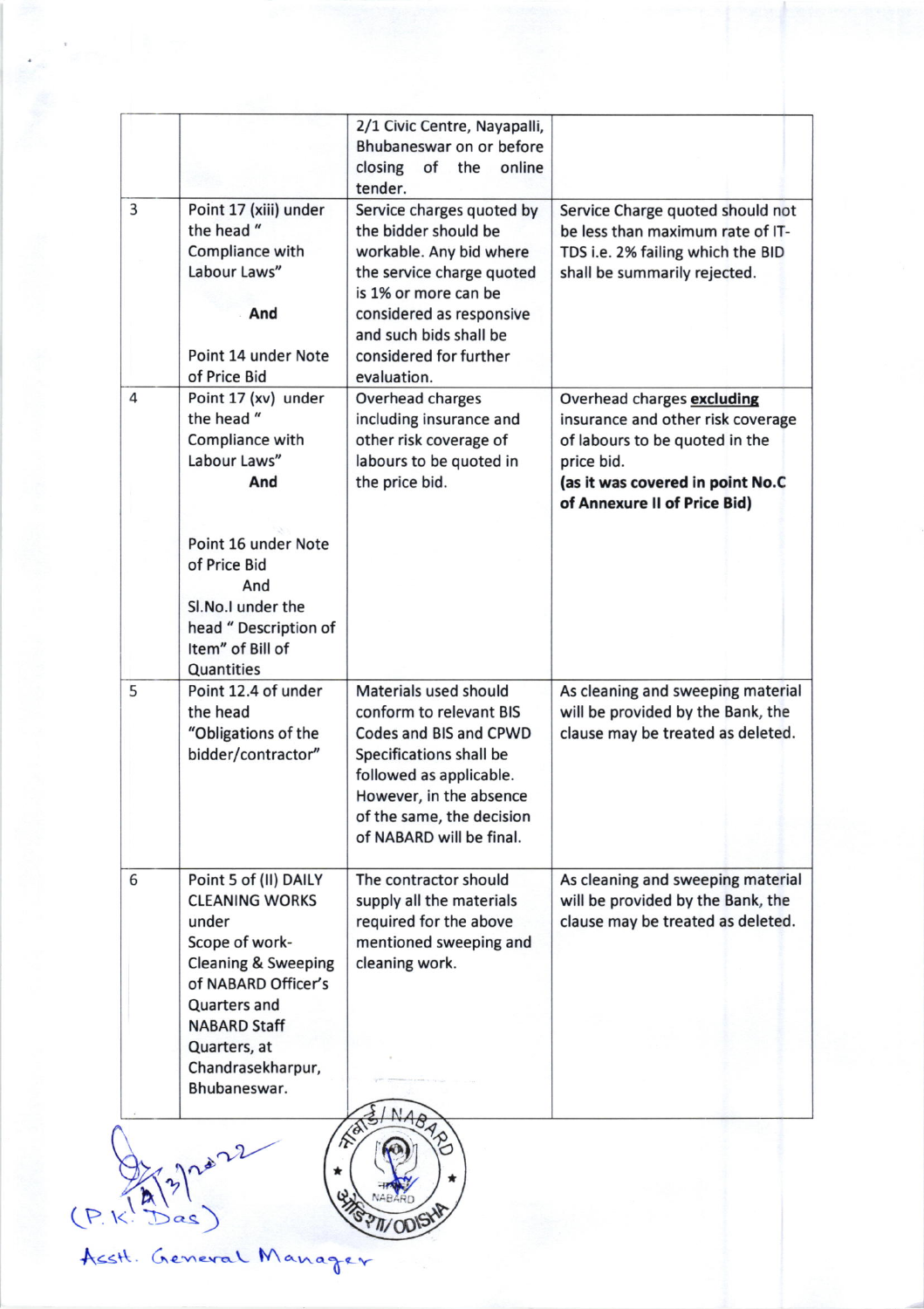| | | | |
|---|---|---|---|
| | | 2/1 Civic Centre, Nayapalli, Bhubaneswar on or before closing of the online tender. | |
| 3 | Point 17 (xiii) under the head " Compliance with Labour Laws" **And** Point 14 under Note of Price Bid | Service charges quoted by the bidder should be workable. Any bid where the service charge quoted is 1% or more can be considered as responsive and such bids shall be considered for further evaluation. | Service Charge quoted should not be less than maximum rate of IT-TDS i.e. 2% failing which the BID shall be summarily rejected. |
| 4 | Point 17 (xv) under the head " Compliance with Labour Laws" **And** Point 16 under Note of Price Bid **And** Sl.No.I under the head " Description of Item" of Bill of Quantities | Overhead charges including insurance and other risk coverage of labours to be quoted in the price bid. | Overhead charges **excluding** insurance and other risk coverage of labours to be quoted in the price bid. **(as it was covered in point No.C of Annexure II of Price Bid)** |
| 5 | Point 12.4 of under the head "Obligations of the bidder/contractor" | Materials used should conform to relevant BIS Codes and BIS and CPWD Specifications shall be followed as applicable. However, in the absence of the same, the decision of NABARD will be final. | As cleaning and sweeping material will be provided by the Bank, the clause may be treated as deleted. |
| 6 | Point 5 of (II) DAILY CLEANING WORKS under Scope of work- Cleaning & Sweeping of NABARD Officer's Quarters and NABARD Staff Quarters, at Chandrasekharpur, Bhubaneswar. | The contractor should supply all the materials required for the above mentioned sweeping and cleaning work. | As cleaning and sweeping material will be provided by the Bank, the clause may be treated as deleted. |

14/3/2022

(P.K. Das)

Asst. General Manager